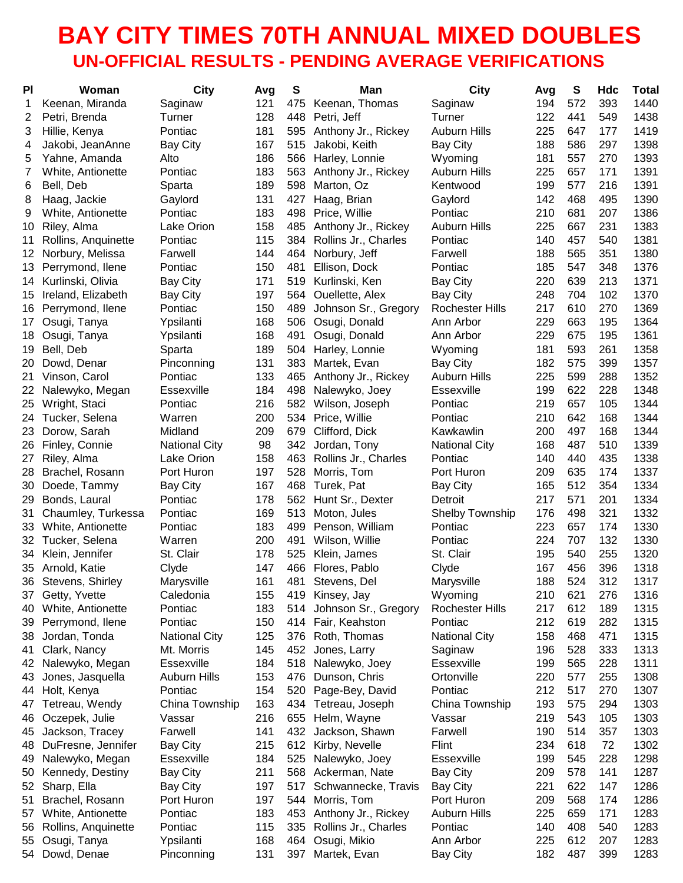# BAY CITY TIMES 70TH ANNUAL MIXED DOUBLES

## UN-OFFICIAL RESULTS - PENDING AVERAGE VERIFICATIONS

| Pl | Woman | City | Avg | S | Man | City | Avg | S | Hdc | Total |
|---|---|---|---|---|---|---|---|---|---|---|
| 1 | Keenan, Miranda | Saginaw | 121 | 475 | Keenan, Thomas | Saginaw | 194 | 572 | 393 | 1440 |
| 2 | Petri, Brenda | Turner | 128 | 448 | Petri, Jeff | Turner | 122 | 441 | 549 | 1438 |
| 3 | Hillie, Kenya | Pontiac | 181 | 595 | Anthony Jr., Rickey | Auburn Hills | 225 | 647 | 177 | 1419 |
| 4 | Jakobi, JeanAnne | Bay City | 167 | 515 | Jakobi, Keith | Bay City | 188 | 586 | 297 | 1398 |
| 5 | Yahne, Amanda | Alto | 186 | 566 | Harley, Lonnie | Wyoming | 181 | 557 | 270 | 1393 |
| 7 | White, Antionette | Pontiac | 183 | 563 | Anthony Jr., Rickey | Auburn Hills | 225 | 657 | 171 | 1391 |
| 6 | Bell, Deb | Sparta | 189 | 598 | Marton, Oz | Kentwood | 199 | 577 | 216 | 1391 |
| 8 | Haag, Jackie | Gaylord | 131 | 427 | Haag, Brian | Gaylord | 142 | 468 | 495 | 1390 |
| 9 | White, Antionette | Pontiac | 183 | 498 | Price, Willie | Pontiac | 210 | 681 | 207 | 1386 |
| 10 | Riley, Alma | Lake Orion | 158 | 485 | Anthony Jr., Rickey | Auburn Hills | 225 | 667 | 231 | 1383 |
| 11 | Rollins, Anquinette | Pontiac | 115 | 384 | Rollins Jr., Charles | Pontiac | 140 | 457 | 540 | 1381 |
| 12 | Norbury, Melissa | Farwell | 144 | 464 | Norbury, Jeff | Farwell | 188 | 565 | 351 | 1380 |
| 13 | Perrymond, Ilene | Pontiac | 150 | 481 | Ellison, Dock | Pontiac | 185 | 547 | 348 | 1376 |
| 14 | Kurlinski, Olivia | Bay City | 171 | 519 | Kurlinski, Ken | Bay City | 220 | 639 | 213 | 1371 |
| 15 | Ireland, Elizabeth | Bay City | 197 | 564 | Ouellette, Alex | Bay City | 248 | 704 | 102 | 1370 |
| 16 | Perrymond, Ilene | Pontiac | 150 | 489 | Johnson Sr., Gregory | Rochester Hills | 217 | 610 | 270 | 1369 |
| 17 | Osugi, Tanya | Ypsilanti | 168 | 506 | Osugi, Donald | Ann Arbor | 229 | 663 | 195 | 1364 |
| 18 | Osugi, Tanya | Ypsilanti | 168 | 491 | Osugi, Donald | Ann Arbor | 229 | 675 | 195 | 1361 |
| 19 | Bell, Deb | Sparta | 189 | 504 | Harley, Lonnie | Wyoming | 181 | 593 | 261 | 1358 |
| 20 | Dowd, Denar | Pinconning | 131 | 383 | Martek, Evan | Bay City | 182 | 575 | 399 | 1357 |
| 21 | Vinson, Carol | Pontiac | 133 | 465 | Anthony Jr., Rickey | Auburn Hills | 225 | 599 | 288 | 1352 |
| 22 | Nalewyko, Megan | Essexville | 184 | 498 | Nalewyko, Joey | Essexville | 199 | 622 | 228 | 1348 |
| 25 | Wright, Staci | Pontiac | 216 | 582 | Wilson, Joseph | Pontiac | 219 | 657 | 105 | 1344 |
| 24 | Tucker, Selena | Warren | 200 | 534 | Price, Willie | Pontiac | 210 | 642 | 168 | 1344 |
| 23 | Dorow, Sarah | Midland | 209 | 679 | Clifford, Dick | Kawkawlin | 200 | 497 | 168 | 1344 |
| 26 | Finley, Connie | National City | 98 | 342 | Jordan, Tony | National City | 168 | 487 | 510 | 1339 |
| 27 | Riley, Alma | Lake Orion | 158 | 463 | Rollins Jr., Charles | Pontiac | 140 | 440 | 435 | 1338 |
| 28 | Brachel, Rosann | Port Huron | 197 | 528 | Morris, Tom | Port Huron | 209 | 635 | 174 | 1337 |
| 30 | Doede, Tammy | Bay City | 167 | 468 | Turek, Pat | Bay City | 165 | 512 | 354 | 1334 |
| 29 | Bonds, Laural | Pontiac | 178 | 562 | Hunt Sr., Dexter | Detroit | 217 | 571 | 201 | 1334 |
| 31 | Chaumley, Turkessa | Pontiac | 169 | 513 | Moton, Jules | Shelby Township | 176 | 498 | 321 | 1332 |
| 33 | White, Antionette | Pontiac | 183 | 499 | Penson, William | Pontiac | 223 | 657 | 174 | 1330 |
| 32 | Tucker, Selena | Warren | 200 | 491 | Wilson, Willie | Pontiac | 224 | 707 | 132 | 1330 |
| 34 | Klein, Jennifer | St. Clair | 178 | 525 | Klein, James | St. Clair | 195 | 540 | 255 | 1320 |
| 35 | Arnold, Katie | Clyde | 147 | 466 | Flores, Pablo | Clyde | 167 | 456 | 396 | 1318 |
| 36 | Stevens, Shirley | Marysville | 161 | 481 | Stevens, Del | Marysville | 188 | 524 | 312 | 1317 |
| 37 | Getty, Yvette | Caledonia | 155 | 419 | Kinsey, Jay | Wyoming | 210 | 621 | 276 | 1316 |
| 40 | White, Antionette | Pontiac | 183 | 514 | Johnson Sr., Gregory | Rochester Hills | 217 | 612 | 189 | 1315 |
| 39 | Perrymond, Ilene | Pontiac | 150 | 414 | Fair, Keahston | Pontiac | 212 | 619 | 282 | 1315 |
| 38 | Jordan, Tonda | National City | 125 | 376 | Roth, Thomas | National City | 158 | 468 | 471 | 1315 |
| 41 | Clark, Nancy | Mt. Morris | 145 | 452 | Jones, Larry | Saginaw | 196 | 528 | 333 | 1313 |
| 42 | Nalewyko, Megan | Essexville | 184 | 518 | Nalewyko, Joey | Essexville | 199 | 565 | 228 | 1311 |
| 43 | Jones, Jasquella | Auburn Hills | 153 | 476 | Dunson, Chris | Ortonville | 220 | 577 | 255 | 1308 |
| 44 | Holt, Kenya | Pontiac | 154 | 520 | Page-Bey, David | Pontiac | 212 | 517 | 270 | 1307 |
| 47 | Tetreau, Wendy | China Township | 163 | 434 | Tetreau, Joseph | China Township | 193 | 575 | 294 | 1303 |
| 46 | Oczepek, Julie | Vassar | 216 | 655 | Helm, Wayne | Vassar | 219 | 543 | 105 | 1303 |
| 45 | Jackson, Tracey | Farwell | 141 | 432 | Jackson, Shawn | Farwell | 190 | 514 | 357 | 1303 |
| 48 | DuFresne, Jennifer | Bay City | 215 | 612 | Kirby, Nevelle | Flint | 234 | 618 | 72 | 1302 |
| 49 | Nalewyko, Megan | Essexville | 184 | 525 | Nalewyko, Joey | Essexville | 199 | 545 | 228 | 1298 |
| 50 | Kennedy, Destiny | Bay City | 211 | 568 | Ackerman, Nate | Bay City | 209 | 578 | 141 | 1287 |
| 52 | Sharp, Ella | Bay City | 197 | 517 | Schwannecke, Travis | Bay City | 221 | 622 | 147 | 1286 |
| 51 | Brachel, Rosann | Port Huron | 197 | 544 | Morris, Tom | Port Huron | 209 | 568 | 174 | 1286 |
| 57 | White, Antionette | Pontiac | 183 | 453 | Anthony Jr., Rickey | Auburn Hills | 225 | 659 | 171 | 1283 |
| 56 | Rollins, Anquinette | Pontiac | 115 | 335 | Rollins Jr., Charles | Pontiac | 140 | 408 | 540 | 1283 |
| 55 | Osugi, Tanya | Ypsilanti | 168 | 464 | Osugi, Mikio | Ann Arbor | 225 | 612 | 207 | 1283 |
| 54 | Dowd, Denae | Pinconning | 131 | 397 | Martek, Evan | Bay City | 182 | 487 | 399 | 1283 |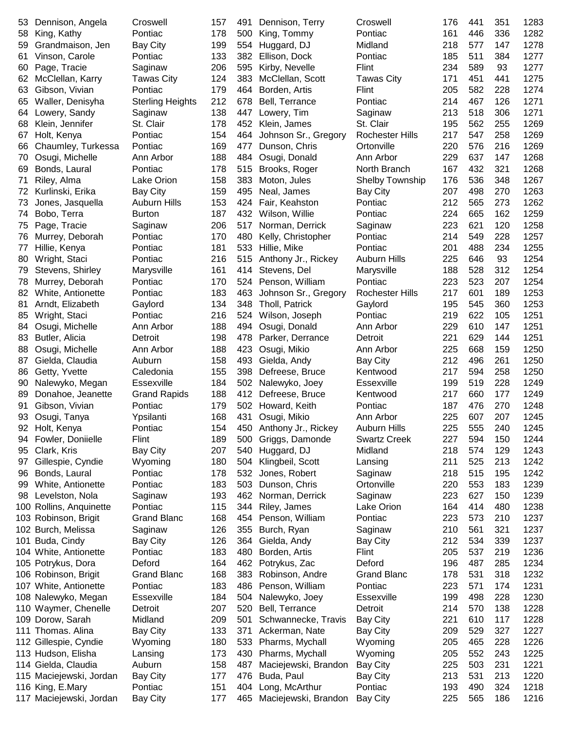| | | | | | | | | | | | |
|---|---|---|---|---|---|---|---|---|---|---|---|
| 53 | Dennison, Angela | Croswell | 157 | 491 | Dennison, Terry | Croswell | 176 | 441 | 351 | 1283 |
| 58 | King, Kathy | Pontiac | 178 | 500 | King, Tommy | Pontiac | 161 | 446 | 336 | 1282 |
| 59 | Grandmaison, Jen | Bay City | 199 | 554 | Huggard, DJ | Midland | 218 | 577 | 147 | 1278 |
| 61 | Vinson, Carole | Pontiac | 133 | 382 | Ellison, Dock | Pontiac | 185 | 511 | 384 | 1277 |
| 60 | Page, Tracie | Saginaw | 206 | 595 | Kirby, Nevelle | Flint | 234 | 589 | 93 | 1277 |
| 62 | McClellan, Karry | Tawas City | 124 | 383 | McClellan, Scott | Tawas City | 171 | 451 | 441 | 1275 |
| 63 | Gibson, Vivian | Pontiac | 179 | 464 | Borden, Artis | Flint | 205 | 582 | 228 | 1274 |
| 65 | Waller, Denisyha | Sterling Heights | 212 | 678 | Bell, Terrance | Pontiac | 214 | 467 | 126 | 1271 |
| 64 | Lowery, Sandy | Saginaw | 138 | 447 | Lowery, Tim | Saginaw | 213 | 518 | 306 | 1271 |
| 68 | Klein, Jennifer | St. Clair | 178 | 452 | Klein, James | St. Clair | 195 | 562 | 255 | 1269 |
| 67 | Holt, Kenya | Pontiac | 154 | 464 | Johnson Sr., Gregory | Rochester Hills | 217 | 547 | 258 | 1269 |
| 66 | Chaumley, Turkessa | Pontiac | 169 | 477 | Dunson, Chris | Ortonville | 220 | 576 | 216 | 1269 |
| 70 | Osugi, Michelle | Ann Arbor | 188 | 484 | Osugi, Donald | Ann Arbor | 229 | 637 | 147 | 1268 |
| 69 | Bonds, Laural | Pontiac | 178 | 515 | Brooks, Roger | North Branch | 167 | 432 | 321 | 1268 |
| 71 | Riley, Alma | Lake Orion | 158 | 383 | Moton, Jules | Shelby Township | 176 | 536 | 348 | 1267 |
| 72 | Kurlinski, Erika | Bay City | 159 | 495 | Neal, James | Bay City | 207 | 498 | 270 | 1263 |
| 73 | Jones, Jasquella | Auburn Hills | 153 | 424 | Fair, Keahston | Pontiac | 212 | 565 | 273 | 1262 |
| 74 | Bobo, Terra | Burton | 187 | 432 | Wilson, Willie | Pontiac | 224 | 665 | 162 | 1259 |
| 75 | Page, Tracie | Saginaw | 206 | 517 | Norman, Derrick | Saginaw | 223 | 621 | 120 | 1258 |
| 76 | Murrey, Deborah | Pontiac | 170 | 480 | Kelly, Christopher | Pontiac | 214 | 549 | 228 | 1257 |
| 77 | Hillie, Kenya | Pontiac | 181 | 533 | Hillie, Mike | Pontiac | 201 | 488 | 234 | 1255 |
| 80 | Wright, Staci | Pontiac | 216 | 515 | Anthony Jr., Rickey | Auburn Hills | 225 | 646 | 93 | 1254 |
| 79 | Stevens, Shirley | Marysville | 161 | 414 | Stevens, Del | Marysville | 188 | 528 | 312 | 1254 |
| 78 | Murrey, Deborah | Pontiac | 170 | 524 | Penson, William | Pontiac | 223 | 523 | 207 | 1254 |
| 82 | White, Antionette | Pontiac | 183 | 463 | Johnson Sr., Gregory | Rochester Hills | 217 | 601 | 189 | 1253 |
| 81 | Arndt, Elizabeth | Gaylord | 134 | 348 | Tholl, Patrick | Gaylord | 195 | 545 | 360 | 1253 |
| 85 | Wright, Staci | Pontiac | 216 | 524 | Wilson, Joseph | Pontiac | 219 | 622 | 105 | 1251 |
| 84 | Osugi, Michelle | Ann Arbor | 188 | 494 | Osugi, Donald | Ann Arbor | 229 | 610 | 147 | 1251 |
| 83 | Butler, Alicia | Detroit | 198 | 478 | Parker, Derrance | Detroit | 221 | 629 | 144 | 1251 |
| 88 | Osugi, Michelle | Ann Arbor | 188 | 423 | Osugi, Mikio | Ann Arbor | 225 | 668 | 159 | 1250 |
| 87 | Gielda, Claudia | Auburn | 158 | 493 | Gielda, Andy | Bay City | 212 | 496 | 261 | 1250 |
| 86 | Getty, Yvette | Caledonia | 155 | 398 | Defreese, Bruce | Kentwood | 217 | 594 | 258 | 1250 |
| 90 | Nalewyko, Megan | Essexville | 184 | 502 | Nalewyko, Joey | Essexville | 199 | 519 | 228 | 1249 |
| 89 | Donahoe, Jeanette | Grand Rapids | 188 | 412 | Defreese, Bruce | Kentwood | 217 | 660 | 177 | 1249 |
| 91 | Gibson, Vivian | Pontiac | 179 | 502 | Howard, Keith | Pontiac | 187 | 476 | 270 | 1248 |
| 93 | Osugi, Tanya | Ypsilanti | 168 | 431 | Osugi, Mikio | Ann Arbor | 225 | 607 | 207 | 1245 |
| 92 | Holt, Kenya | Pontiac | 154 | 450 | Anthony Jr., Rickey | Auburn Hills | 225 | 555 | 240 | 1245 |
| 94 | Fowler, Doniielle | Flint | 189 | 500 | Griggs, Damonde | Swartz Creek | 227 | 594 | 150 | 1244 |
| 95 | Clark, Kris | Bay City | 207 | 540 | Huggard, DJ | Midland | 218 | 574 | 129 | 1243 |
| 97 | Gillespie, Cyndie | Wyoming | 180 | 504 | Klingbeil, Scott | Lansing | 211 | 525 | 213 | 1242 |
| 96 | Bonds, Laural | Pontiac | 178 | 532 | Jones, Robert | Saginaw | 218 | 515 | 195 | 1242 |
| 99 | White, Antionette | Pontiac | 183 | 503 | Dunson, Chris | Ortonville | 220 | 553 | 183 | 1239 |
| 98 | Levelston, Nola | Saginaw | 193 | 462 | Norman, Derrick | Saginaw | 223 | 627 | 150 | 1239 |
| 100 | Rollins, Anquinette | Pontiac | 115 | 344 | Riley, James | Lake Orion | 164 | 414 | 480 | 1238 |
| 103 | Robinson, Brigit | Grand Blanc | 168 | 454 | Penson, William | Pontiac | 223 | 573 | 210 | 1237 |
| 102 | Burch, Melissa | Saginaw | 126 | 355 | Burch, Ryan | Saginaw | 210 | 561 | 321 | 1237 |
| 101 | Buda, Cindy | Bay City | 126 | 364 | Gielda, Andy | Bay City | 212 | 534 | 339 | 1237 |
| 104 | White, Antionette | Pontiac | 183 | 480 | Borden, Artis | Flint | 205 | 537 | 219 | 1236 |
| 105 | Potrykus, Dora | Deford | 164 | 462 | Potrykus, Zac | Deford | 196 | 487 | 285 | 1234 |
| 106 | Robinson, Brigit | Grand Blanc | 168 | 383 | Robinson, Andre | Grand Blanc | 178 | 531 | 318 | 1232 |
| 107 | White, Antionette | Pontiac | 183 | 486 | Penson, William | Pontiac | 223 | 571 | 174 | 1231 |
| 108 | Nalewyko, Megan | Essexville | 184 | 504 | Nalewyko, Joey | Essexville | 199 | 498 | 228 | 1230 |
| 110 | Waymer, Chenelle | Detroit | 207 | 520 | Bell, Terrance | Detroit | 214 | 570 | 138 | 1228 |
| 109 | Dorow, Sarah | Midland | 209 | 501 | Schwannecke, Travis | Bay City | 221 | 610 | 117 | 1228 |
| 111 | Thomas. Alina | Bay City | 133 | 371 | Ackerman, Nate | Bay City | 209 | 529 | 327 | 1227 |
| 112 | Gillespie, Cyndie | Wyoming | 180 | 533 | Pharms, Mychall | Wyoming | 205 | 465 | 228 | 1226 |
| 113 | Hudson, Elisha | Lansing | 173 | 430 | Pharms, Mychall | Wyoming | 205 | 552 | 243 | 1225 |
| 114 | Gielda, Claudia | Auburn | 158 | 487 | Maciejewski, Brandon | Bay City | 225 | 503 | 231 | 1221 |
| 115 | Maciejewski, Jordan | Bay City | 177 | 476 | Buda, Paul | Bay City | 213 | 531 | 213 | 1220 |
| 116 | King, E.Mary | Pontiac | 151 | 404 | Long, McArthur | Pontiac | 193 | 490 | 324 | 1218 |
| 117 | Maciejewski, Jordan | Bay City | 177 | 465 | Maciejewski, Brandon | Bay City | 225 | 565 | 186 | 1216 |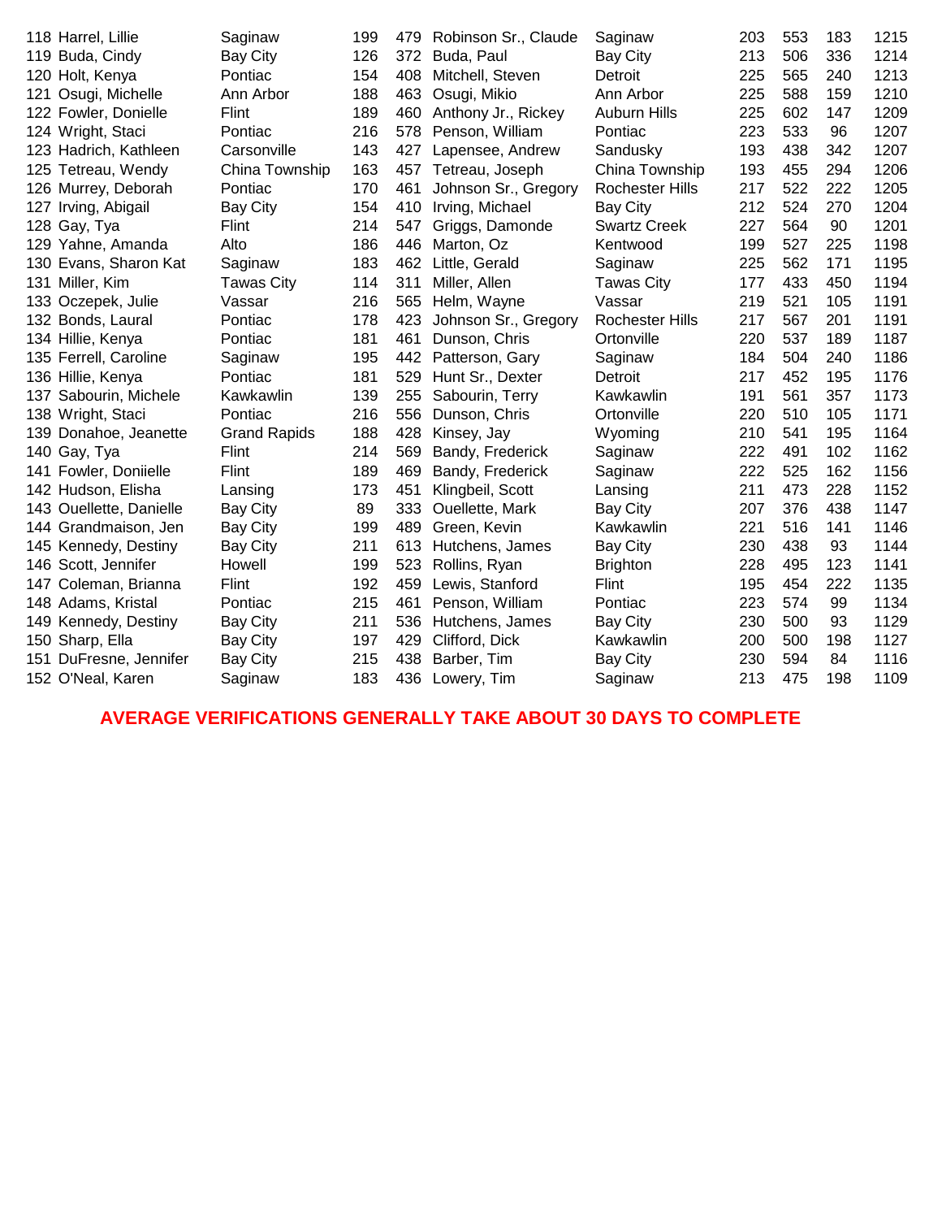| | | | | | | | | | | |
|---|---|---|---|---|---|---|---|---|---|---|
| 118 | Harrel, Lillie | Saginaw | 199 | 479 | Robinson Sr., Claude | Saginaw | 203 | 553 | 183 | 1215 |
| 119 | Buda, Cindy | Bay City | 126 | 372 | Buda, Paul | Bay City | 213 | 506 | 336 | 1214 |
| 120 | Holt, Kenya | Pontiac | 154 | 408 | Mitchell, Steven | Detroit | 225 | 565 | 240 | 1213 |
| 121 | Osugi, Michelle | Ann Arbor | 188 | 463 | Osugi, Mikio | Ann Arbor | 225 | 588 | 159 | 1210 |
| 122 | Fowler, Donielle | Flint | 189 | 460 | Anthony Jr., Rickey | Auburn Hills | 225 | 602 | 147 | 1209 |
| 124 | Wright, Staci | Pontiac | 216 | 578 | Penson, William | Pontiac | 223 | 533 | 96 | 1207 |
| 123 | Hadrich, Kathleen | Carsonville | 143 | 427 | Lapensee, Andrew | Sandusky | 193 | 438 | 342 | 1207 |
| 125 | Tetreau, Wendy | China Township | 163 | 457 | Tetreau, Joseph | China Township | 193 | 455 | 294 | 1206 |
| 126 | Murrey, Deborah | Pontiac | 170 | 461 | Johnson Sr., Gregory | Rochester Hills | 217 | 522 | 222 | 1205 |
| 127 | Irving, Abigail | Bay City | 154 | 410 | Irving, Michael | Bay City | 212 | 524 | 270 | 1204 |
| 128 | Gay, Tya | Flint | 214 | 547 | Griggs, Damonde | Swartz Creek | 227 | 564 | 90 | 1201 |
| 129 | Yahne, Amanda | Alto | 186 | 446 | Marton, Oz | Kentwood | 199 | 527 | 225 | 1198 |
| 130 | Evans, Sharon Kat | Saginaw | 183 | 462 | Little, Gerald | Saginaw | 225 | 562 | 171 | 1195 |
| 131 | Miller, Kim | Tawas City | 114 | 311 | Miller, Allen | Tawas City | 177 | 433 | 450 | 1194 |
| 133 | Oczepek, Julie | Vassar | 216 | 565 | Helm, Wayne | Vassar | 219 | 521 | 105 | 1191 |
| 132 | Bonds, Laural | Pontiac | 178 | 423 | Johnson Sr., Gregory | Rochester Hills | 217 | 567 | 201 | 1191 |
| 134 | Hillie, Kenya | Pontiac | 181 | 461 | Dunson, Chris | Ortonville | 220 | 537 | 189 | 1187 |
| 135 | Ferrell, Caroline | Saginaw | 195 | 442 | Patterson, Gary | Saginaw | 184 | 504 | 240 | 1186 |
| 136 | Hillie, Kenya | Pontiac | 181 | 529 | Hunt Sr., Dexter | Detroit | 217 | 452 | 195 | 1176 |
| 137 | Sabourin, Michele | Kawkawlin | 139 | 255 | Sabourin, Terry | Kawkawlin | 191 | 561 | 357 | 1173 |
| 138 | Wright, Staci | Pontiac | 216 | 556 | Dunson, Chris | Ortonville | 220 | 510 | 105 | 1171 |
| 139 | Donahoe, Jeanette | Grand Rapids | 188 | 428 | Kinsey, Jay | Wyoming | 210 | 541 | 195 | 1164 |
| 140 | Gay, Tya | Flint | 214 | 569 | Bandy, Frederick | Saginaw | 222 | 491 | 102 | 1162 |
| 141 | Fowler, Doniielle | Flint | 189 | 469 | Bandy, Frederick | Saginaw | 222 | 525 | 162 | 1156 |
| 142 | Hudson, Elisha | Lansing | 173 | 451 | Klingbeil, Scott | Lansing | 211 | 473 | 228 | 1152 |
| 143 | Ouellette, Danielle | Bay City | 89 | 333 | Ouellette, Mark | Bay City | 207 | 376 | 438 | 1147 |
| 144 | Grandmaison, Jen | Bay City | 199 | 489 | Green, Kevin | Kawkawlin | 221 | 516 | 141 | 1146 |
| 145 | Kennedy, Destiny | Bay City | 211 | 613 | Hutchens, James | Bay City | 230 | 438 | 93 | 1144 |
| 146 | Scott, Jennifer | Howell | 199 | 523 | Rollins, Ryan | Brighton | 228 | 495 | 123 | 1141 |
| 147 | Coleman, Brianna | Flint | 192 | 459 | Lewis, Stanford | Flint | 195 | 454 | 222 | 1135 |
| 148 | Adams, Kristal | Pontiac | 215 | 461 | Penson, William | Pontiac | 223 | 574 | 99 | 1134 |
| 149 | Kennedy, Destiny | Bay City | 211 | 536 | Hutchens, James | Bay City | 230 | 500 | 93 | 1129 |
| 150 | Sharp, Ella | Bay City | 197 | 429 | Clifford, Dick | Kawkawlin | 200 | 500 | 198 | 1127 |
| 151 | DuFresne, Jennifer | Bay City | 215 | 438 | Barber, Tim | Bay City | 230 | 594 | 84 | 1116 |
| 152 | O'Neal, Karen | Saginaw | 183 | 436 | Lowery, Tim | Saginaw | 213 | 475 | 198 | 1109 |

**AVERAGE VERIFICATIONS GENERALLY TAKE ABOUT 30 DAYS TO COMPLETE**